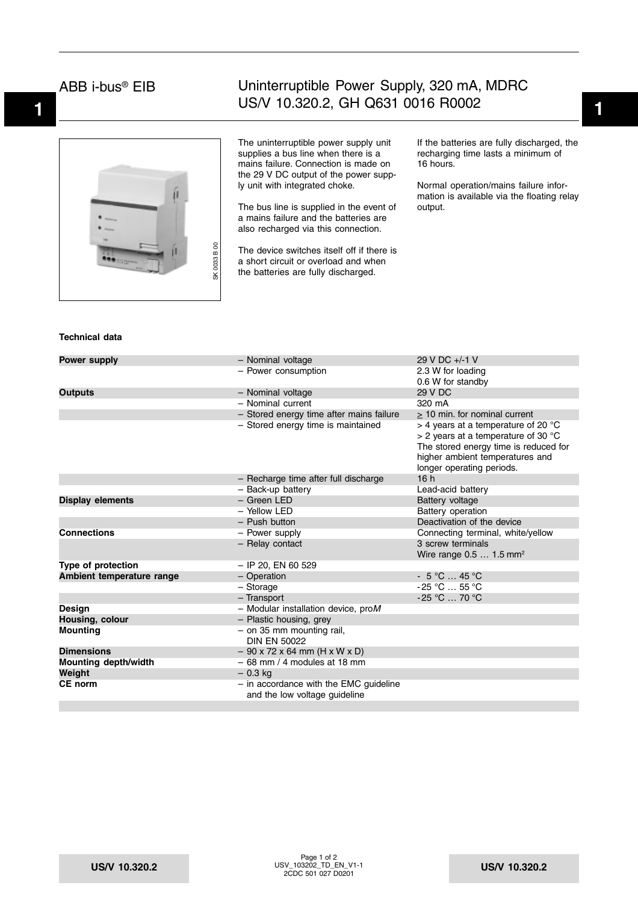# ABB i-bus® EIB

## Uninterruptible Power Supply, 320 mA, MDRC US/V 10.320.2, GH Q631 0016 R0002

The uninterruptible power supply unit supplies a bus line when there is a mains failure. Connection is made on the 29 V DC output of the power supply unit with integrated choke.

The bus line is supplied in the event of a mains failure and the batteries are also recharged via this connection.

The device switches itself off if there is a short circuit or overload and when the batteries are fully discharged.

If the batteries are fully discharged, the recharging time lasts a minimum of 16 hours.

Normal operation/mains failure information is available via the floating relay output.

### Technical data

| | | |
|---|---|---|
| **Power supply** | – Nominal voltage | 29 V DC +/-1 V |
| | – Power consumption | 2.3 W for loading<br>0.6 W for standby |
| **Outputs** | – Nominal voltage | 29 V DC |
| | – Nominal current | 320 mA |
| | – Stored energy time after mains failure | ≥ 10 min. for nominal current |
| | – Stored energy time is maintained | > 4 years at a temperature of 20 °C<br>> 2 years at a temperature of 30 °C<br>The stored energy time is reduced for higher ambient temperatures and longer operating periods. |
| | – Recharge time after full discharge | 16 h |
| | – Back-up battery | Lead-acid battery |
| **Display elements** | – Green LED | Battery voltage |
| | – Yellow LED | Battery operation |
| | – Push button | Deactivation of the device |
| **Connections** | – Power supply | Connecting terminal, white/yellow |
| | – Relay contact | 3 screw terminals<br>Wire range 0.5 … 1.5 mm² |
| **Type of protection** | – IP 20, EN 60 529 | |
| **Ambient temperature range** | – Operation | - 5 °C … 45 °C |
| | – Storage | -25 °C … 55 °C |
| | – Transport | -25 °C … 70 °C |
| **Design** | – Modular installation device, pro*M* | |
| **Housing, colour** | – Plastic housing, grey | |
| **Mounting** | – on 35 mm mounting rail, DIN EN 50022 | |
| **Dimensions** | – 90 x 72 x 64 mm (H x W x D) | |
| **Mounting depth/width** | – 68 mm / 4 modules at 18 mm | |
| **Weight** | – 0.3 kg | |
| **CE norm** | – in accordance with the EMC guideline and the low voltage guideline | |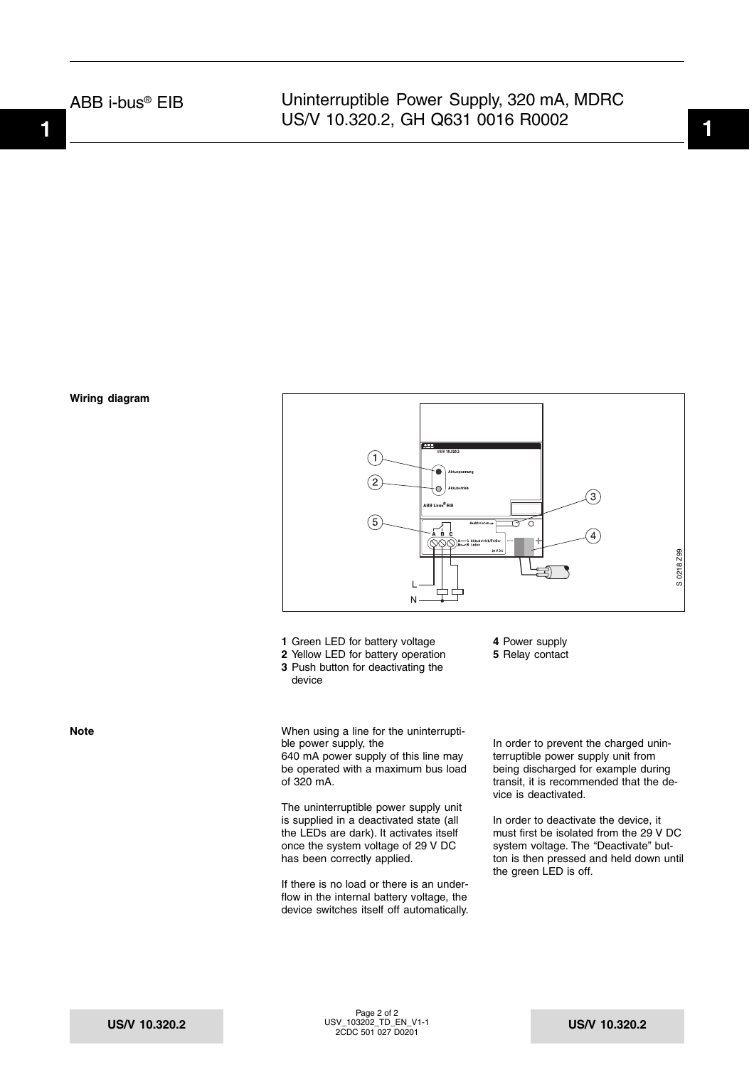## Wiring diagram

S 0218 Z 99

**1** Green LED for battery voltage
**2** Yellow LED for battery operation
**3** Push button for deactivating the device
**4** Power supply
**5** Relay contact

## Note

When using a line for the uninterruptible power supply, the 640 mA power supply of this line may be operated with a maximum bus load of 320 mA.

The uninterruptible power supply unit is supplied in a deactivated state (all the LEDs are dark). It activates itself once the system voltage of 29 V DC has been correctly applied.

If there is no load or there is an underflow in the internal battery voltage, the device switches itself off automatically.

In order to prevent the charged uninterruptible power supply unit from being discharged for example during transit, it is recommended that the device is deactivated.

In order to deactivate the device, it must first be isolated from the 29 V DC system voltage. The “Deactivate” button is then pressed and held down until the green LED is off.